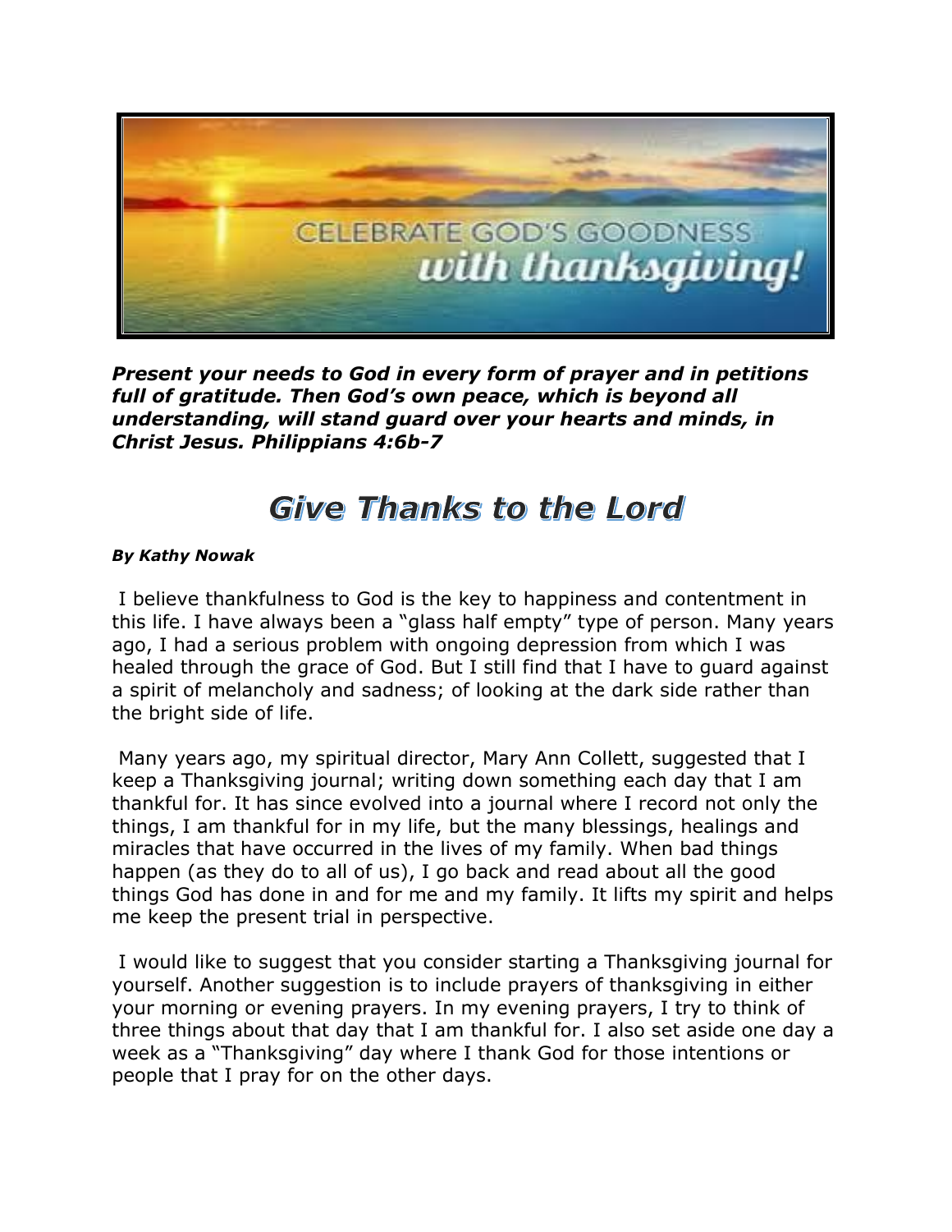CELEBRATE GOD'S GOODNESS *with thanksgiving!*

***Present your needs to God in every form of prayer and in petitions full of gratitude. Then God's own peace, which is beyond all understanding, will stand guard over your hearts and minds, in Christ Jesus. Philippians 4:6b-7***

# Give Thanks to the Lord

***By Kathy Nowak***

I believe thankfulness to God is the key to happiness and contentment in this life. I have always been a "glass half empty" type of person. Many years ago, I had a serious problem with ongoing depression from which I was healed through the grace of God. But I still find that I have to guard against a spirit of melancholy and sadness; of looking at the dark side rather than the bright side of life.

Many years ago, my spiritual director, Mary Ann Collett, suggested that I keep a Thanksgiving journal; writing down something each day that I am thankful for. It has since evolved into a journal where I record not only the things, I am thankful for in my life, but the many blessings, healings and miracles that have occurred in the lives of my family. When bad things happen (as they do to all of us), I go back and read about all the good things God has done in and for me and my family. It lifts my spirit and helps me keep the present trial in perspective.

I would like to suggest that you consider starting a Thanksgiving journal for yourself. Another suggestion is to include prayers of thanksgiving in either your morning or evening prayers. In my evening prayers, I try to think of three things about that day that I am thankful for. I also set aside one day a week as a "Thanksgiving" day where I thank God for those intentions or people that I pray for on the other days.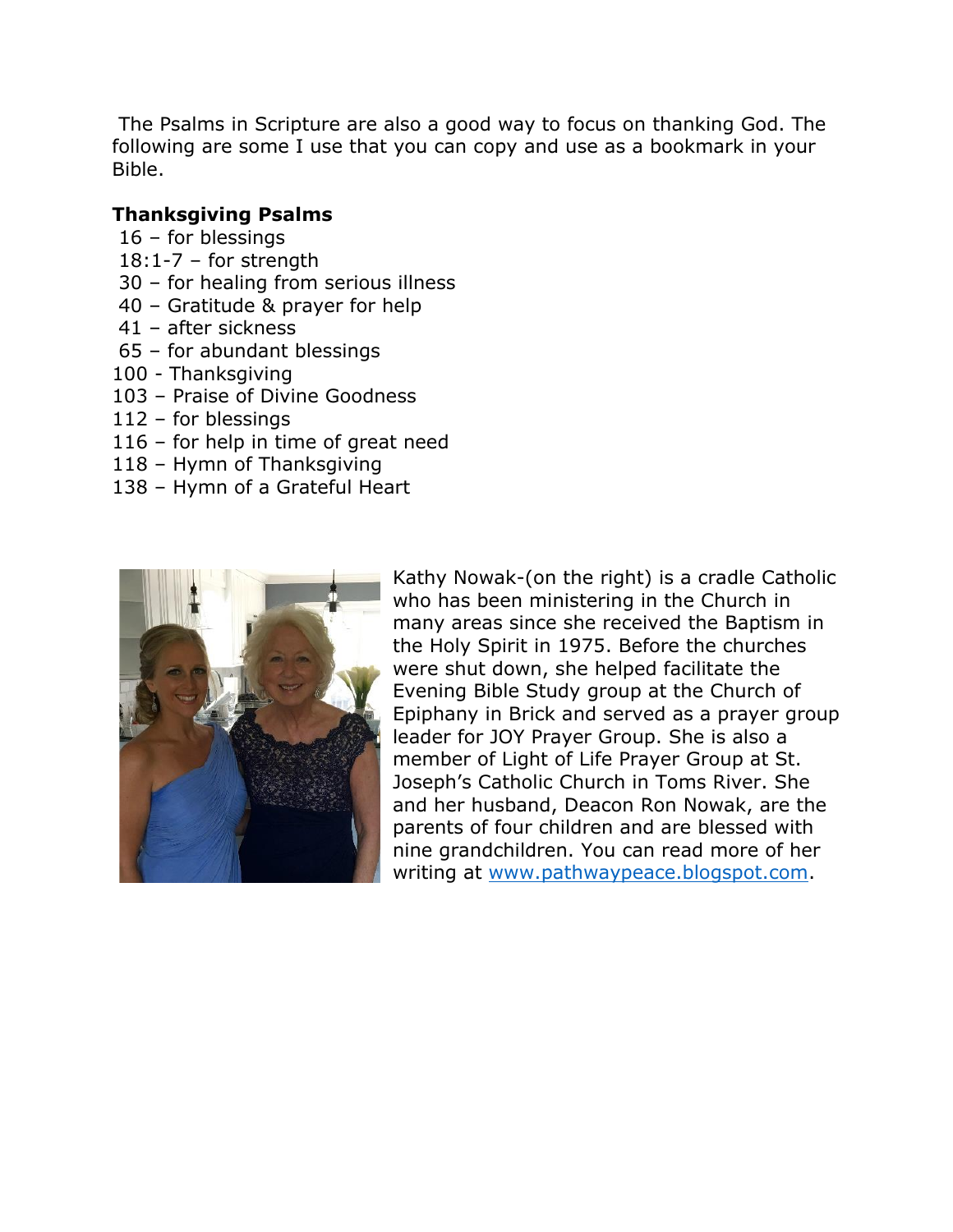The Psalms in Scripture are also a good way to focus on thanking God. The following are some I use that you can copy and use as a bookmark in your Bible.

**Thanksgiving Psalms**

16 – for blessings
18:1-7 – for strength
30 – for healing from serious illness
40 – Gratitude & prayer for help
41 – after sickness
65 – for abundant blessings
100 - Thanksgiving
103 – Praise of Divine Goodness
112 – for blessings
116 – for help in time of great need
118 – Hymn of Thanksgiving
138 – Hymn of a Grateful Heart

Kathy Nowak-(on the right) is a cradle Catholic who has been ministering in the Church in many areas since she received the Baptism in the Holy Spirit in 1975. Before the churches were shut down, she helped facilitate the Evening Bible Study group at the Church of Epiphany in Brick and served as a prayer group leader for JOY Prayer Group. She is also a member of Light of Life Prayer Group at St. Joseph's Catholic Church in Toms River. She and her husband, Deacon Ron Nowak, are the parents of four children and are blessed with nine grandchildren. You can read more of her writing at www.pathwaypeace.blogspot.com.